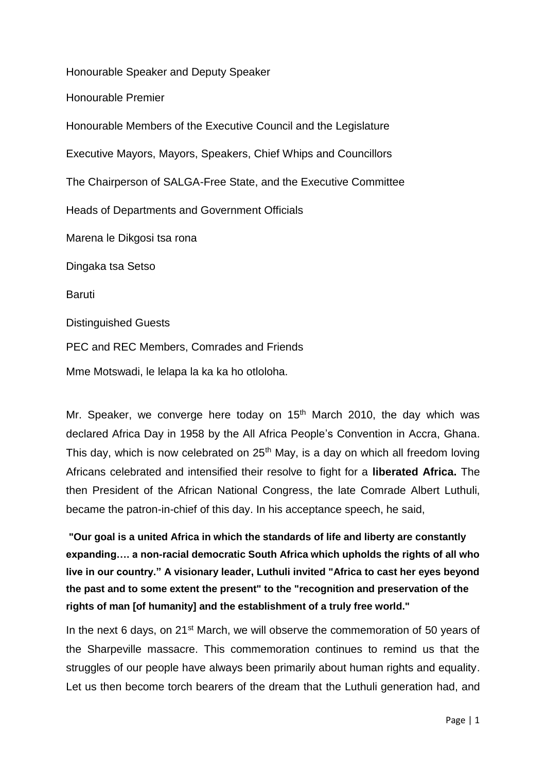Honourable Speaker and Deputy Speaker

Honourable Premier

Honourable Members of the Executive Council and the Legislature

Executive Mayors, Mayors, Speakers, Chief Whips and Councillors

The Chairperson of SALGA-Free State, and the Executive Committee

Heads of Departments and Government Officials

Marena le Dikgosi tsa rona

Dingaka tsa Setso

Baruti

Distinguished Guests

PEC and REC Members, Comrades and Friends

Mme Motswadi, le lelapa la ka ka ho otloloha.

Mr. Speaker, we converge here today on 15th March 2010, the day which was declared Africa Day in 1958 by the All Africa People's Convention in Accra, Ghana. This day, which is now celebrated on 25th May, is a day on which all freedom loving Africans celebrated and intensified their resolve to fight for a **liberated Africa.** The then President of the African National Congress, the late Comrade Albert Luthuli, became the patron-in-chief of this day. In his acceptance speech, he said,

**"Our goal is a united Africa in which the standards of life and liberty are constantly expanding…. a non-racial democratic South Africa which upholds the rights of all who live in our country." A visionary leader, Luthuli invited "Africa to cast her eyes beyond the past and to some extent the present" to the "recognition and preservation of the rights of man [of humanity] and the establishment of a truly free world."**

In the next 6 days, on 21st March, we will observe the commemoration of 50 years of the Sharpeville massacre. This commemoration continues to remind us that the struggles of our people have always been primarily about human rights and equality. Let us then become torch bearers of the dream that the Luthuli generation had, and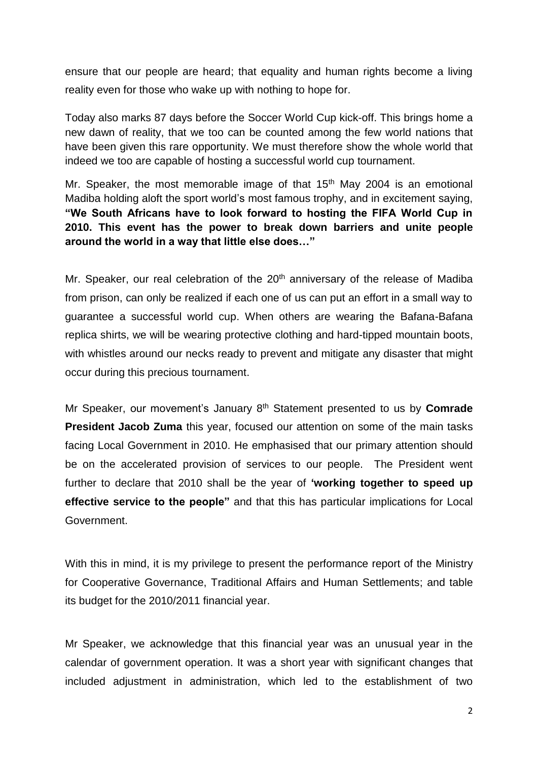ensure that our people are heard; that equality and human rights become a living reality even for those who wake up with nothing to hope for.

Today also marks 87 days before the Soccer World Cup kick-off. This brings home a new dawn of reality, that we too can be counted among the few world nations that have been given this rare opportunity. We must therefore show the whole world that indeed we too are capable of hosting a successful world cup tournament.

Mr. Speaker, the most memorable image of that 15th May 2004 is an emotional Madiba holding aloft the sport world's most famous trophy, and in excitement saying, **"We South Africans have to look forward to hosting the FIFA World Cup in 2010. This event has the power to break down barriers and unite people around the world in a way that little else does…"**

Mr. Speaker, our real celebration of the 20th anniversary of the release of Madiba from prison, can only be realized if each one of us can put an effort in a small way to guarantee a successful world cup. When others are wearing the Bafana-Bafana replica shirts, we will be wearing protective clothing and hard-tipped mountain boots, with whistles around our necks ready to prevent and mitigate any disaster that might occur during this precious tournament.

Mr Speaker, our movement's January 8th Statement presented to us by **Comrade President Jacob Zuma** this year, focused our attention on some of the main tasks facing Local Government in 2010. He emphasised that our primary attention should be on the accelerated provision of services to our people. The President went further to declare that 2010 shall be the year of **'working together to speed up effective service to the people"** and that this has particular implications for Local Government.

With this in mind, it is my privilege to present the performance report of the Ministry for Cooperative Governance, Traditional Affairs and Human Settlements; and table its budget for the 2010/2011 financial year.

Mr Speaker, we acknowledge that this financial year was an unusual year in the calendar of government operation. It was a short year with significant changes that included adjustment in administration, which led to the establishment of two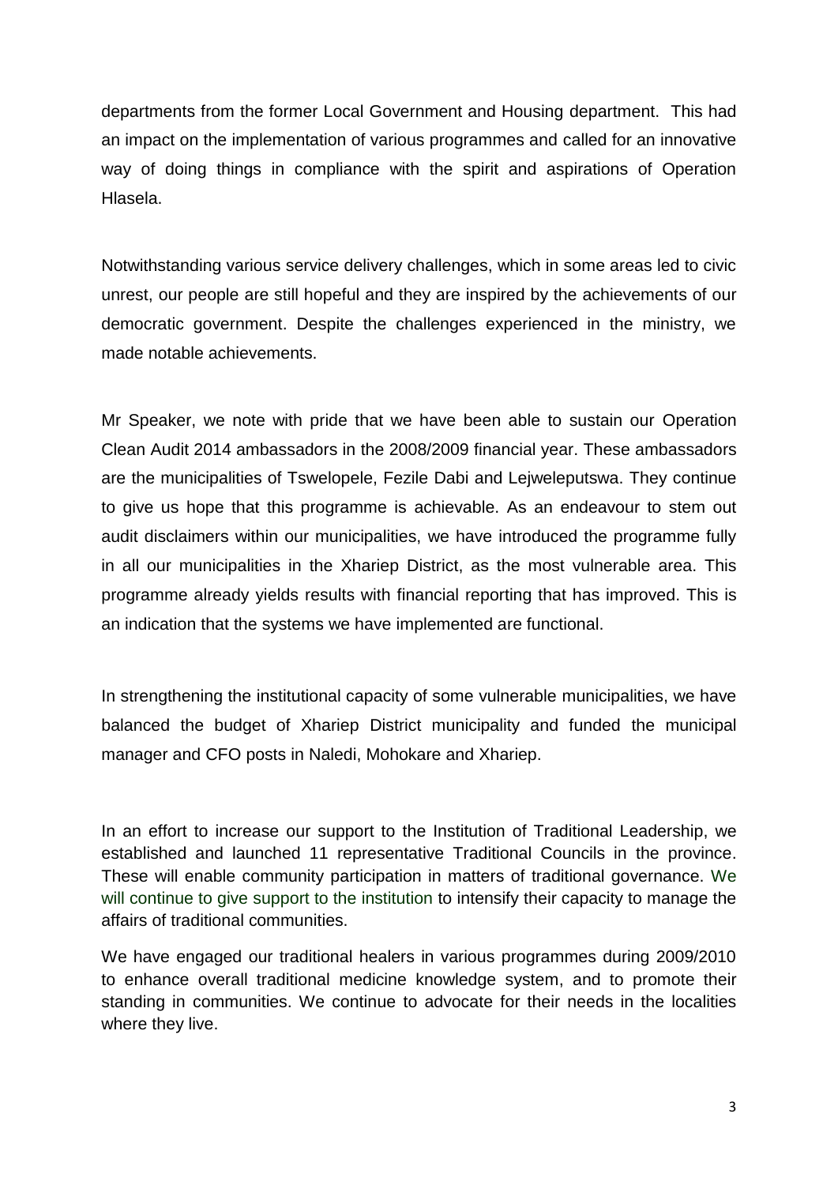departments from the former Local Government and Housing department. This had an impact on the implementation of various programmes and called for an innovative way of doing things in compliance with the spirit and aspirations of Operation Hlasela.

Notwithstanding various service delivery challenges, which in some areas led to civic unrest, our people are still hopeful and they are inspired by the achievements of our democratic government. Despite the challenges experienced in the ministry, we made notable achievements.

Mr Speaker, we note with pride that we have been able to sustain our Operation Clean Audit 2014 ambassadors in the 2008/2009 financial year. These ambassadors are the municipalities of Tswelopele, Fezile Dabi and Lejweleputswa. They continue to give us hope that this programme is achievable. As an endeavour to stem out audit disclaimers within our municipalities, we have introduced the programme fully in all our municipalities in the Xhariep District, as the most vulnerable area. This programme already yields results with financial reporting that has improved. This is an indication that the systems we have implemented are functional.

In strengthening the institutional capacity of some vulnerable municipalities, we have balanced the budget of Xhariep District municipality and funded the municipal manager and CFO posts in Naledi, Mohokare and Xhariep.

In an effort to increase our support to the Institution of Traditional Leadership, we established and launched 11 representative Traditional Councils in the province. These will enable community participation in matters of traditional governance. We will continue to give support to the institution to intensify their capacity to manage the affairs of traditional communities.

We have engaged our traditional healers in various programmes during 2009/2010 to enhance overall traditional medicine knowledge system, and to promote their standing in communities. We continue to advocate for their needs in the localities where they live.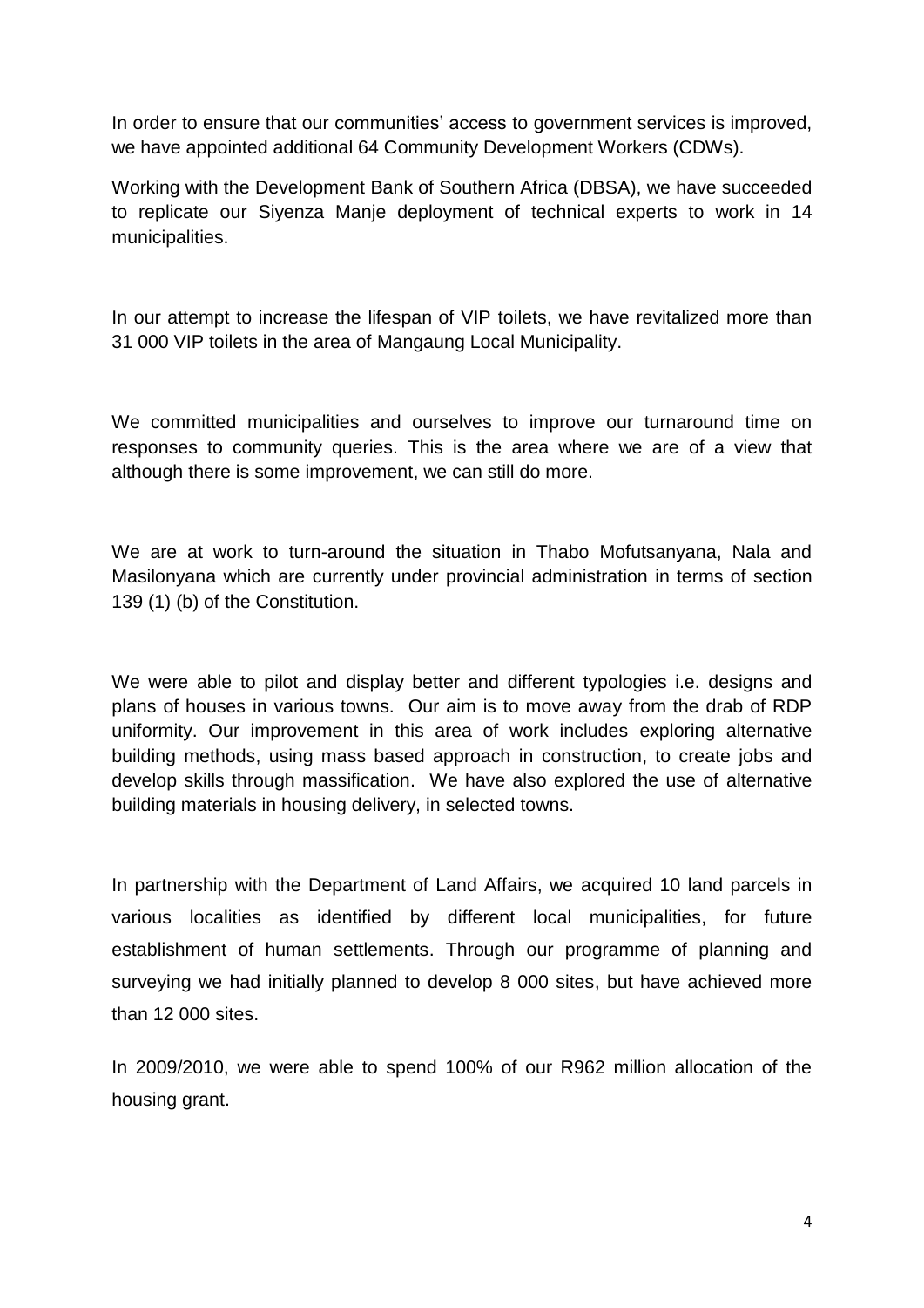In order to ensure that our communities' access to government services is improved, we have appointed additional 64 Community Development Workers (CDWs).

Working with the Development Bank of Southern Africa (DBSA), we have succeeded to replicate our Siyenza Manje deployment of technical experts to work in 14 municipalities.

In our attempt to increase the lifespan of VIP toilets, we have revitalized more than 31 000 VIP toilets in the area of Mangaung Local Municipality.

We committed municipalities and ourselves to improve our turnaround time on responses to community queries. This is the area where we are of a view that although there is some improvement, we can still do more.

We are at work to turn-around the situation in Thabo Mofutsanyana, Nala and Masilonyana which are currently under provincial administration in terms of section 139 (1) (b) of the Constitution.

We were able to pilot and display better and different typologies i.e. designs and plans of houses in various towns. Our aim is to move away from the drab of RDP uniformity. Our improvement in this area of work includes exploring alternative building methods, using mass based approach in construction, to create jobs and develop skills through massification. We have also explored the use of alternative building materials in housing delivery, in selected towns.

In partnership with the Department of Land Affairs, we acquired 10 land parcels in various localities as identified by different local municipalities, for future establishment of human settlements. Through our programme of planning and surveying we had initially planned to develop 8 000 sites, but have achieved more than 12 000 sites.

In 2009/2010, we were able to spend 100% of our R962 million allocation of the housing grant.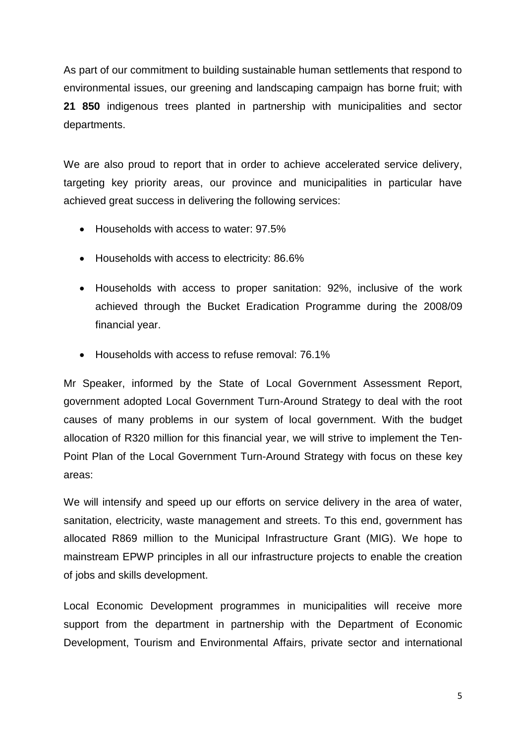As part of our commitment to building sustainable human settlements that respond to environmental issues, our greening and landscaping campaign has borne fruit; with **21 850** indigenous trees planted in partnership with municipalities and sector departments.

We are also proud to report that in order to achieve accelerated service delivery, targeting key priority areas, our province and municipalities in particular have achieved great success in delivering the following services:

- Households with access to water: 97.5%
- Households with access to electricity: 86.6%
- Households with access to proper sanitation: 92%, inclusive of the work achieved through the Bucket Eradication Programme during the 2008/09 financial year.
- Households with access to refuse removal: 76.1%

Mr Speaker, informed by the State of Local Government Assessment Report, government adopted Local Government Turn-Around Strategy to deal with the root causes of many problems in our system of local government. With the budget allocation of R320 million for this financial year, we will strive to implement the Ten-Point Plan of the Local Government Turn-Around Strategy with focus on these key areas:

We will intensify and speed up our efforts on service delivery in the area of water, sanitation, electricity, waste management and streets. To this end, government has allocated R869 million to the Municipal Infrastructure Grant (MIG). We hope to mainstream EPWP principles in all our infrastructure projects to enable the creation of jobs and skills development.

Local Economic Development programmes in municipalities will receive more support from the department in partnership with the Department of Economic Development, Tourism and Environmental Affairs, private sector and international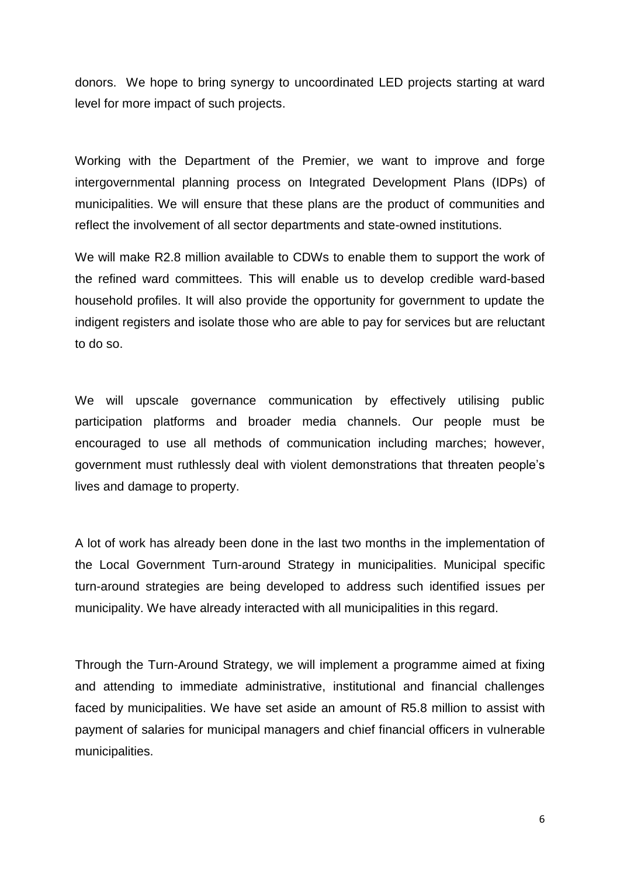donors. We hope to bring synergy to uncoordinated LED projects starting at ward level for more impact of such projects.

Working with the Department of the Premier, we want to improve and forge intergovernmental planning process on Integrated Development Plans (IDPs) of municipalities. We will ensure that these plans are the product of communities and reflect the involvement of all sector departments and state-owned institutions.

We will make R2.8 million available to CDWs to enable them to support the work of the refined ward committees. This will enable us to develop credible ward-based household profiles. It will also provide the opportunity for government to update the indigent registers and isolate those who are able to pay for services but are reluctant to do so.

We will upscale governance communication by effectively utilising public participation platforms and broader media channels. Our people must be encouraged to use all methods of communication including marches; however, government must ruthlessly deal with violent demonstrations that threaten people's lives and damage to property.

A lot of work has already been done in the last two months in the implementation of the Local Government Turn-around Strategy in municipalities. Municipal specific turn-around strategies are being developed to address such identified issues per municipality. We have already interacted with all municipalities in this regard.

Through the Turn-Around Strategy, we will implement a programme aimed at fixing and attending to immediate administrative, institutional and financial challenges faced by municipalities. We have set aside an amount of R5.8 million to assist with payment of salaries for municipal managers and chief financial officers in vulnerable municipalities.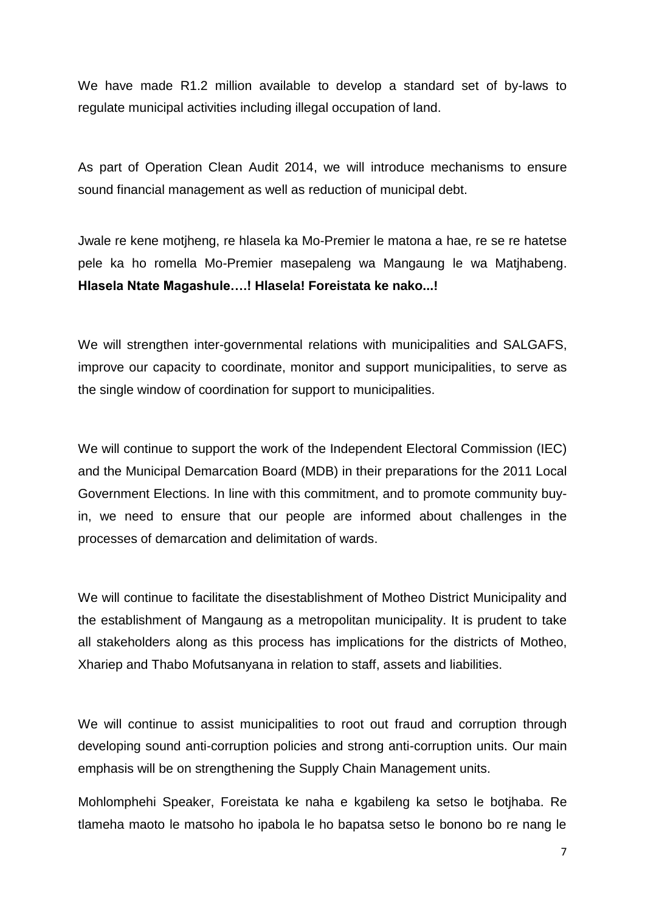We have made R1.2 million available to develop a standard set of by-laws to regulate municipal activities including illegal occupation of land.

As part of Operation Clean Audit 2014, we will introduce mechanisms to ensure sound financial management as well as reduction of municipal debt.

Jwale re kene motjheng, re hlasela ka Mo-Premier le matona a hae, re se re hatetse pele ka ho romella Mo-Premier masepaleng wa Mangaung le wa Matjhabeng. **Hlasela Ntate Magashule….! Hlasela! Foreistata ke nako...!**

We will strengthen inter-governmental relations with municipalities and SALGAFS, improve our capacity to coordinate, monitor and support municipalities, to serve as the single window of coordination for support to municipalities.

We will continue to support the work of the Independent Electoral Commission (IEC) and the Municipal Demarcation Board (MDB) in their preparations for the 2011 Local Government Elections. In line with this commitment, and to promote community buy-in, we need to ensure that our people are informed about challenges in the processes of demarcation and delimitation of wards.

We will continue to facilitate the disestablishment of Motheo District Municipality and the establishment of Mangaung as a metropolitan municipality. It is prudent to take all stakeholders along as this process has implications for the districts of Motheo, Xhariep and Thabo Mofutsanyana in relation to staff, assets and liabilities.

We will continue to assist municipalities to root out fraud and corruption through developing sound anti-corruption policies and strong anti-corruption units. Our main emphasis will be on strengthening the Supply Chain Management units.

Mohlomphehi Speaker, Foreistata ke naha e kgabileng ka setso le botjhaba. Re tlameha maoto le matsoho ho ipabola le ho bapatsa setso le bonono bo re nang le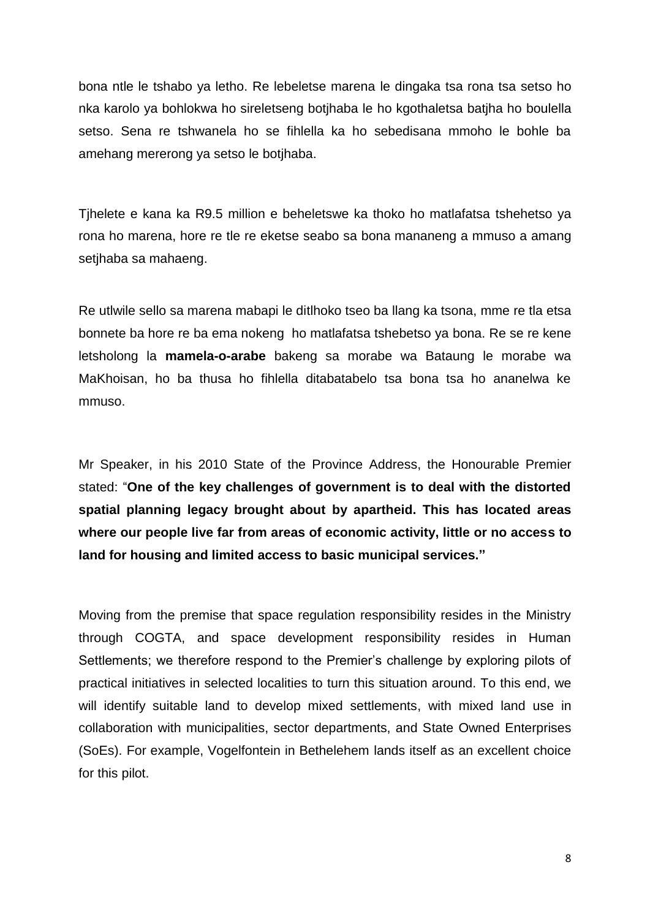bona ntle le tshabo ya letho. Re lebeletse marena le dingaka tsa rona tsa setso ho nka karolo ya bohlokwa ho sireletseng botjhaba le ho kgothaletsa batjha ho boulella setso. Sena re tshwanela ho se fihlella ka ho sebedisana mmoho le bohle ba amehang mererong ya setso le botjhaba.

Tjhelete e kana ka R9.5 million e beheletswe ka thoko ho matlafatsa tshehetso ya rona ho marena, hore re tle re eketse seabo sa bona mananeng a mmuso a amang setjhaba sa mahaeng.

Re utlwile sello sa marena mabapi le ditlhoko tseo ba llang ka tsona, mme re tla etsa bonnete ba hore re ba ema nokeng ho matlafatsa tshebetso ya bona. Re se re kene letsholong la **mamela-o-arabe** bakeng sa morabe wa Bataung le morabe wa MaKhoisan, ho ba thusa ho fihlella ditabatabelo tsa bona tsa ho ananelwa ke mmuso.

Mr Speaker, in his 2010 State of the Province Address, the Honourable Premier stated: "**One of the key challenges of government is to deal with the distorted spatial planning legacy brought about by apartheid. This has located areas where our people live far from areas of economic activity, little or no access to land for housing and limited access to basic municipal services.**"

Moving from the premise that space regulation responsibility resides in the Ministry through COGTA, and space development responsibility resides in Human Settlements; we therefore respond to the Premier's challenge by exploring pilots of practical initiatives in selected localities to turn this situation around. To this end, we will identify suitable land to develop mixed settlements, with mixed land use in collaboration with municipalities, sector departments, and State Owned Enterprises (SoEs). For example, Vogelfontein in Bethelehem lands itself as an excellent choice for this pilot.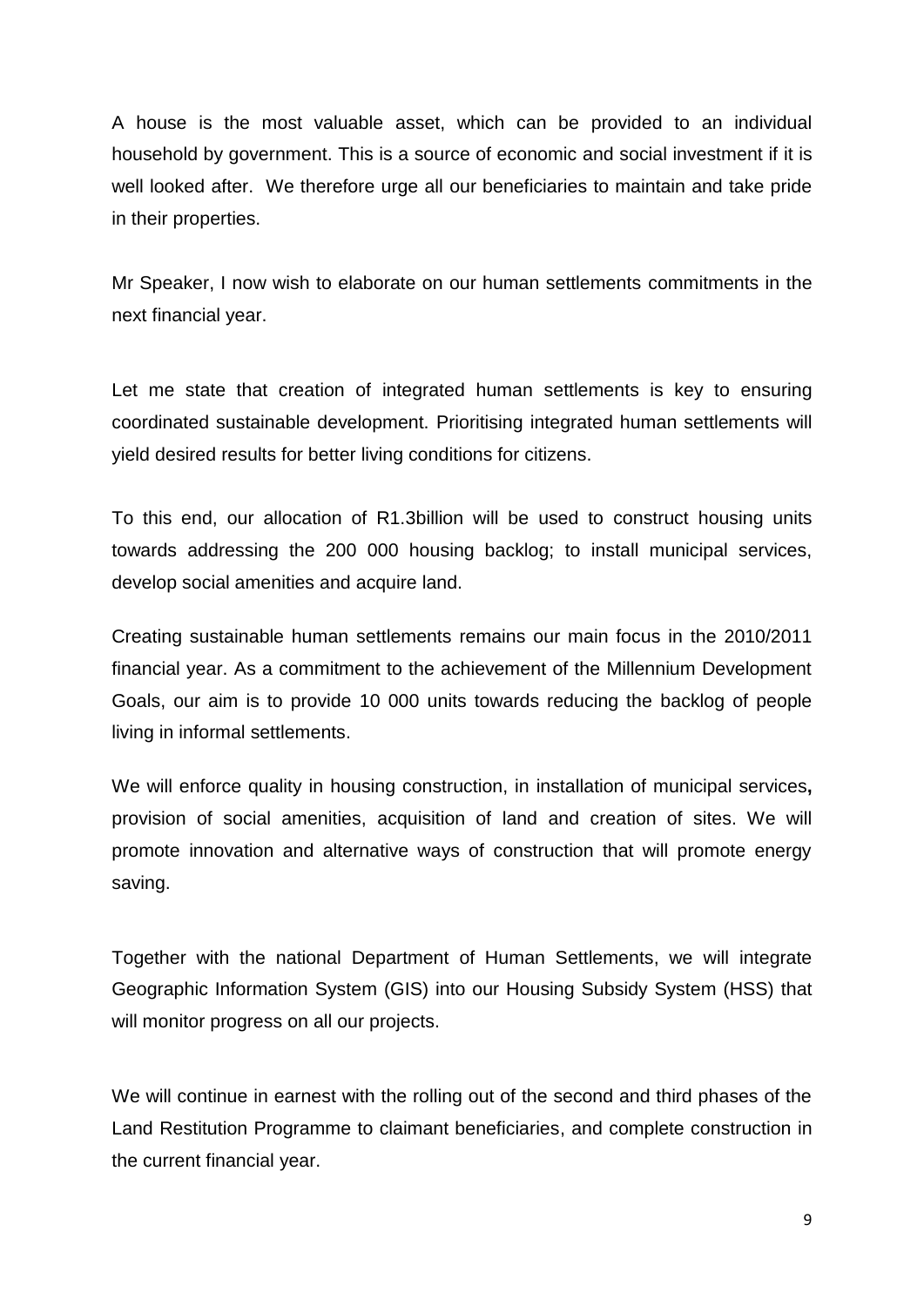A house is the most valuable asset, which can be provided to an individual household by government. This is a source of economic and social investment if it is well looked after. We therefore urge all our beneficiaries to maintain and take pride in their properties.

Mr Speaker, I now wish to elaborate on our human settlements commitments in the next financial year.

Let me state that creation of integrated human settlements is key to ensuring coordinated sustainable development. Prioritising integrated human settlements will yield desired results for better living conditions for citizens.

To this end, our allocation of R1.3billion will be used to construct housing units towards addressing the 200 000 housing backlog; to install municipal services, develop social amenities and acquire land.

Creating sustainable human settlements remains our main focus in the 2010/2011 financial year. As a commitment to the achievement of the Millennium Development Goals, our aim is to provide 10 000 units towards reducing the backlog of people living in informal settlements.

We will enforce quality in housing construction, in installation of municipal services**,** provision of social amenities, acquisition of land and creation of sites. We will promote innovation and alternative ways of construction that will promote energy saving.

Together with the national Department of Human Settlements, we will integrate Geographic Information System (GIS) into our Housing Subsidy System (HSS) that will monitor progress on all our projects.

We will continue in earnest with the rolling out of the second and third phases of the Land Restitution Programme to claimant beneficiaries, and complete construction in the current financial year.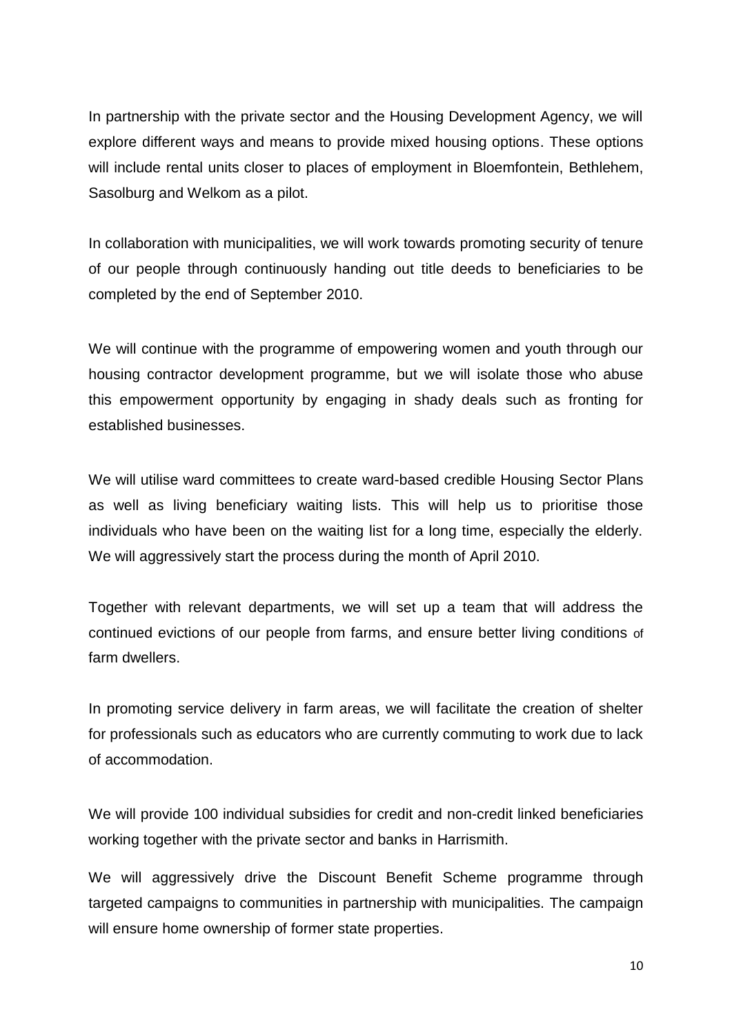In partnership with the private sector and the Housing Development Agency, we will explore different ways and means to provide mixed housing options. These options will include rental units closer to places of employment in Bloemfontein, Bethlehem, Sasolburg and Welkom as a pilot.

In collaboration with municipalities, we will work towards promoting security of tenure of our people through continuously handing out title deeds to beneficiaries to be completed by the end of September 2010.

We will continue with the programme of empowering women and youth through our housing contractor development programme, but we will isolate those who abuse this empowerment opportunity by engaging in shady deals such as fronting for established businesses.

We will utilise ward committees to create ward-based credible Housing Sector Plans as well as living beneficiary waiting lists. This will help us to prioritise those individuals who have been on the waiting list for a long time, especially the elderly. We will aggressively start the process during the month of April 2010.

Together with relevant departments, we will set up a team that will address the continued evictions of our people from farms, and ensure better living conditions of farm dwellers.

In promoting service delivery in farm areas, we will facilitate the creation of shelter for professionals such as educators who are currently commuting to work due to lack of accommodation.

We will provide 100 individual subsidies for credit and non-credit linked beneficiaries working together with the private sector and banks in Harrismith.

We will aggressively drive the Discount Benefit Scheme programme through targeted campaigns to communities in partnership with municipalities. The campaign will ensure home ownership of former state properties.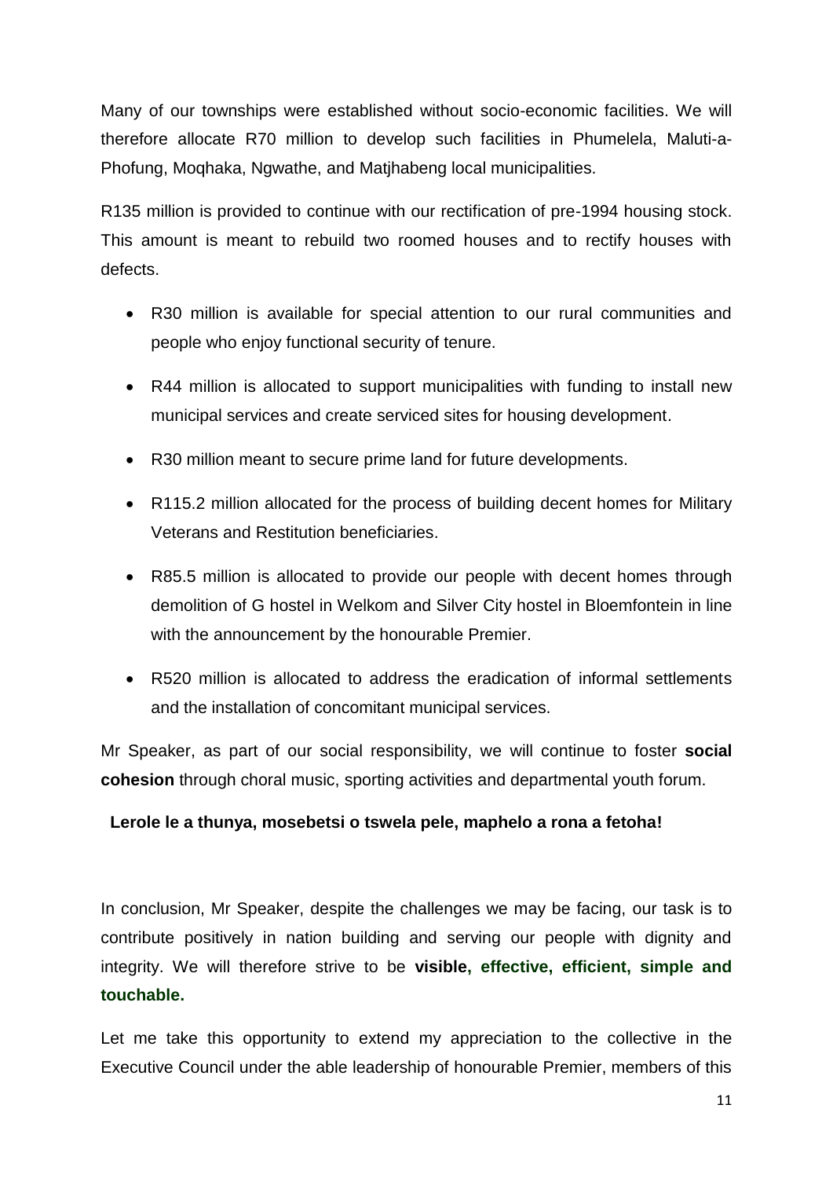Many of our townships were established without socio-economic facilities. We will therefore allocate R70 million to develop such facilities in Phumelela, Maluti-a-Phofung, Moqhaka, Ngwathe, and Matjhabeng local municipalities.

R135 million is provided to continue with our rectification of pre-1994 housing stock. This amount is meant to rebuild two roomed houses and to rectify houses with defects.

- R30 million is available for special attention to our rural communities and people who enjoy functional security of tenure.
- R44 million is allocated to support municipalities with funding to install new municipal services and create serviced sites for housing development.
- R30 million meant to secure prime land for future developments.
- R115.2 million allocated for the process of building decent homes for Military Veterans and Restitution beneficiaries.
- R85.5 million is allocated to provide our people with decent homes through demolition of G hostel in Welkom and Silver City hostel in Bloemfontein in line with the announcement by the honourable Premier.
- R520 million is allocated to address the eradication of informal settlements and the installation of concomitant municipal services.

Mr Speaker, as part of our social responsibility, we will continue to foster **social cohesion** through choral music, sporting activities and departmental youth forum.

**Lerole le a thunya, mosebetsi o tswela pele, maphelo a rona a fetoha!**

In conclusion, Mr Speaker, despite the challenges we may be facing, our task is to contribute positively in nation building and serving our people with dignity and integrity. We will therefore strive to be **visible, effective, efficient, simple and touchable.**

Let me take this opportunity to extend my appreciation to the collective in the Executive Council under the able leadership of honourable Premier, members of this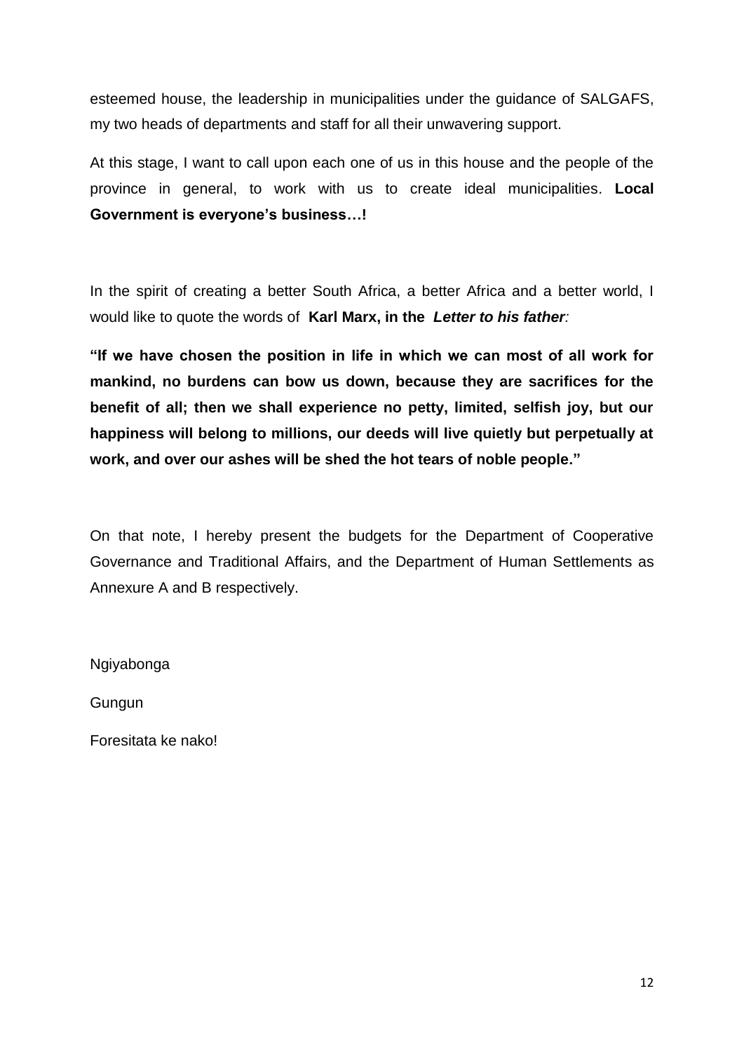esteemed house, the leadership in municipalities under the guidance of SALGAFS, my two heads of departments and staff for all their unwavering support.

At this stage, I want to call upon each one of us in this house and the people of the province in general, to work with us to create ideal municipalities. **Local Government is everyone's business…!**

In the spirit of creating a better South Africa, a better Africa and a better world, I would like to quote the words of **Karl Marx, in the** ***Letter to his father**:*

**"If we have chosen the position in life in which we can most of all work for mankind, no burdens can bow us down, because they are sacrifices for the benefit of all; then we shall experience no petty, limited, selfish joy, but our happiness will belong to millions, our deeds will live quietly but perpetually at work, and over our ashes will be shed the hot tears of noble people."**

On that note, I hereby present the budgets for the Department of Cooperative Governance and Traditional Affairs, and the Department of Human Settlements as Annexure A and B respectively.

Ngiyabonga

Gungun

Foresitata ke nako!